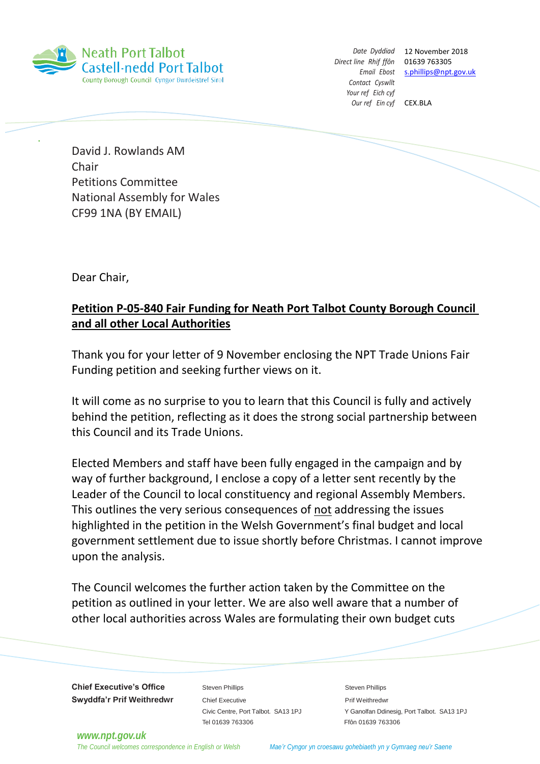Neath Port Talbot
Castell-nedd Port Talbot
County Borough Council Cyngor Bwrdeistref Sirol

| | |
|---|---|
| *Date Dyddiad* | 12 November 2018 |
| *Direct line Rhif ffôn* | 01639 763305 |
| *Email Ebost* | s.phillips@npt.gov.uk |
| *Contact Cyswllt* | |
| *Your ref Eich cyf* | |
| *Our ref Ein cyf* | CEX.BLA |

David J. Rowlands AM
Chair
Petitions Committee
National Assembly for Wales
CF99 1NA (BY EMAIL)

Dear Chair,

**Petition P-05-840 Fair Funding for Neath Port Talbot County Borough Council and all other Local Authorities**

Thank you for your letter of 9 November enclosing the NPT Trade Unions Fair Funding petition and seeking further views on it.

It will come as no surprise to you to learn that this Council is fully and actively behind the petition, reflecting as it does the strong social partnership between this Council and its Trade Unions.

Elected Members and staff have been fully engaged in the campaign and by way of further background, I enclose a copy of a letter sent recently by the Leader of the Council to local constituency and regional Assembly Members. This outlines the very serious consequences of not addressing the issues highlighted in the petition in the Welsh Government's final budget and local government settlement due to issue shortly before Christmas. I cannot improve upon the analysis.

The Council welcomes the further action taken by the Committee on the petition as outlined in your letter. We are also well aware that a number of other local authorities across Wales are formulating their own budget cuts

**Chief Executive's Office**
**Swyddfa'r Prif Weithredwr**

Steven Phillips
Chief Executive
Civic Centre, Port Talbot. SA13 1PJ
Tel 01639 763306

Steven Phillips
Prif Weithredwr
Y Ganolfan Ddinesig, Port Talbot. SA13 1PJ
Ffôn 01639 763306

*www.npt.gov.uk*

*The Council welcomes correspondence in English or Welsh*

*Mae'r Cyngor yn croesawu gohebiaeth yn y Gymraeg neu'r Saesneg*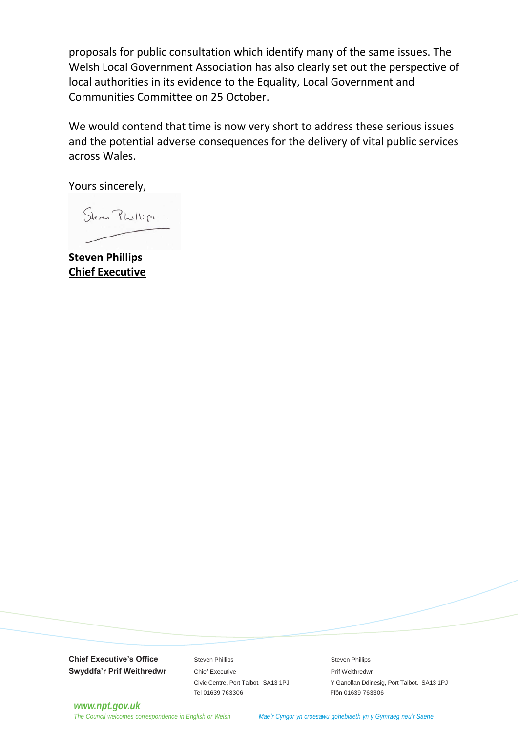proposals for public consultation which identify many of the same issues. The Welsh Local Government Association has also clearly set out the perspective of local authorities in its evidence to the Equality, Local Government and Communities Committee on 25 October.

We would contend that time is now very short to address these serious issues and the potential adverse consequences for the delivery of vital public services across Wales.

Yours sincerely,

**Steven Phillips**
**Chief Executive**

**Chief Executive's Office**
**Swyddfa'r Prif Weithredwr**

Steven Phillips
Chief Executive
Civic Centre, Port Talbot. SA13 1PJ
Tel 01639 763306

Steven Phillips
Prif Weithredwr
Y Ganolfan Ddinesig, Port Talbot. SA13 1PJ
Ffôn 01639 763306

*www.npt.gov.uk*

*The Council welcomes correspondence in English or Welsh*

*Mae'r Cyngor yn croesawu gohebiaeth yn y Gymraeg neu'r Saene*